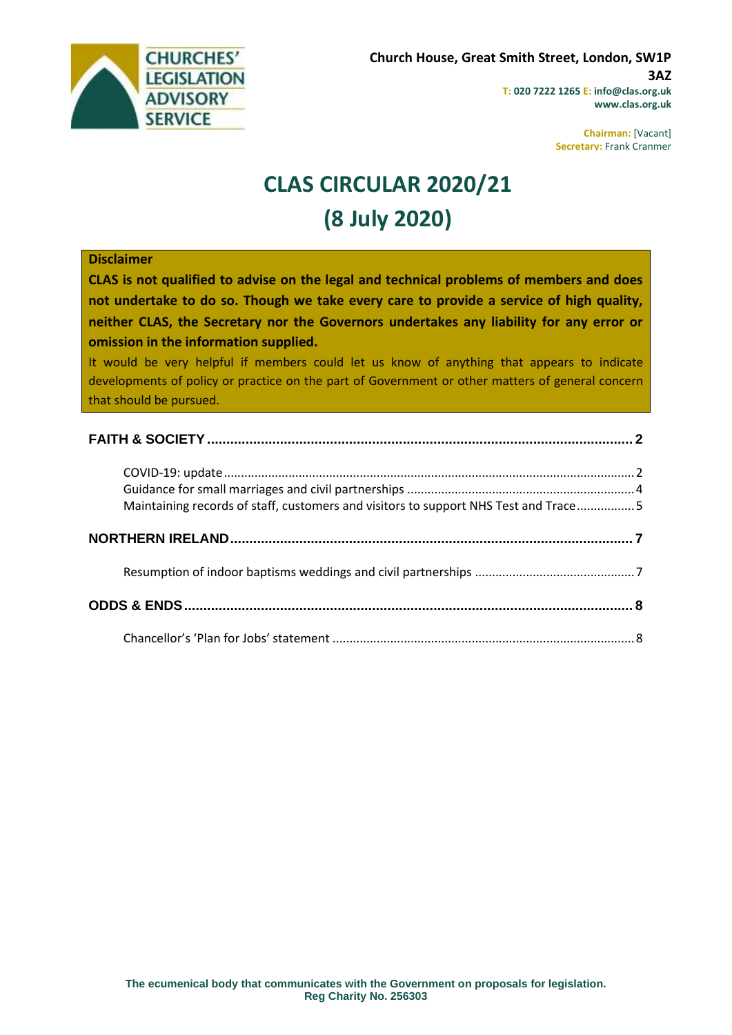**CHURCHES' LEGISLATION ADVISORY SERVICE**

**Church House, Great Smith Street, London, SW1P 3AZ**
**T: 020 7222 1265 E: info@clas.org.uk**
**www.clas.org.uk**

**Chairman:** [Vacant]
**Secretary:** Frank Cranmer

# CLAS CIRCULAR 2020/21
# (8 July 2020)

**Disclaimer**

**CLAS is not qualified to advise on the legal and technical problems of members and does not undertake to do so. Though we take every care to provide a service of high quality, neither CLAS, the Secretary nor the Governors undertakes any liability for any error or omission in the information supplied.**

It would be very helpful if members could let us know of anything that appears to indicate developments of policy or practice on the part of Government or other matters of general concern that should be pursued.

**FAITH & SOCIETY** ..... 2

- COVID-19: update ..... 2
- Guidance for small marriages and civil partnerships ..... 4
- Maintaining records of staff, customers and visitors to support NHS Test and Trace ..... 5

**NORTHERN IRELAND** ..... 7

- Resumption of indoor baptisms weddings and civil partnerships ..... 7

**ODDS & ENDS** ..... 8

- Chancellor's 'Plan for Jobs' statement ..... 8

**The ecumenical body that communicates with the Government on proposals for legislation.**
**Reg Charity No. 256303**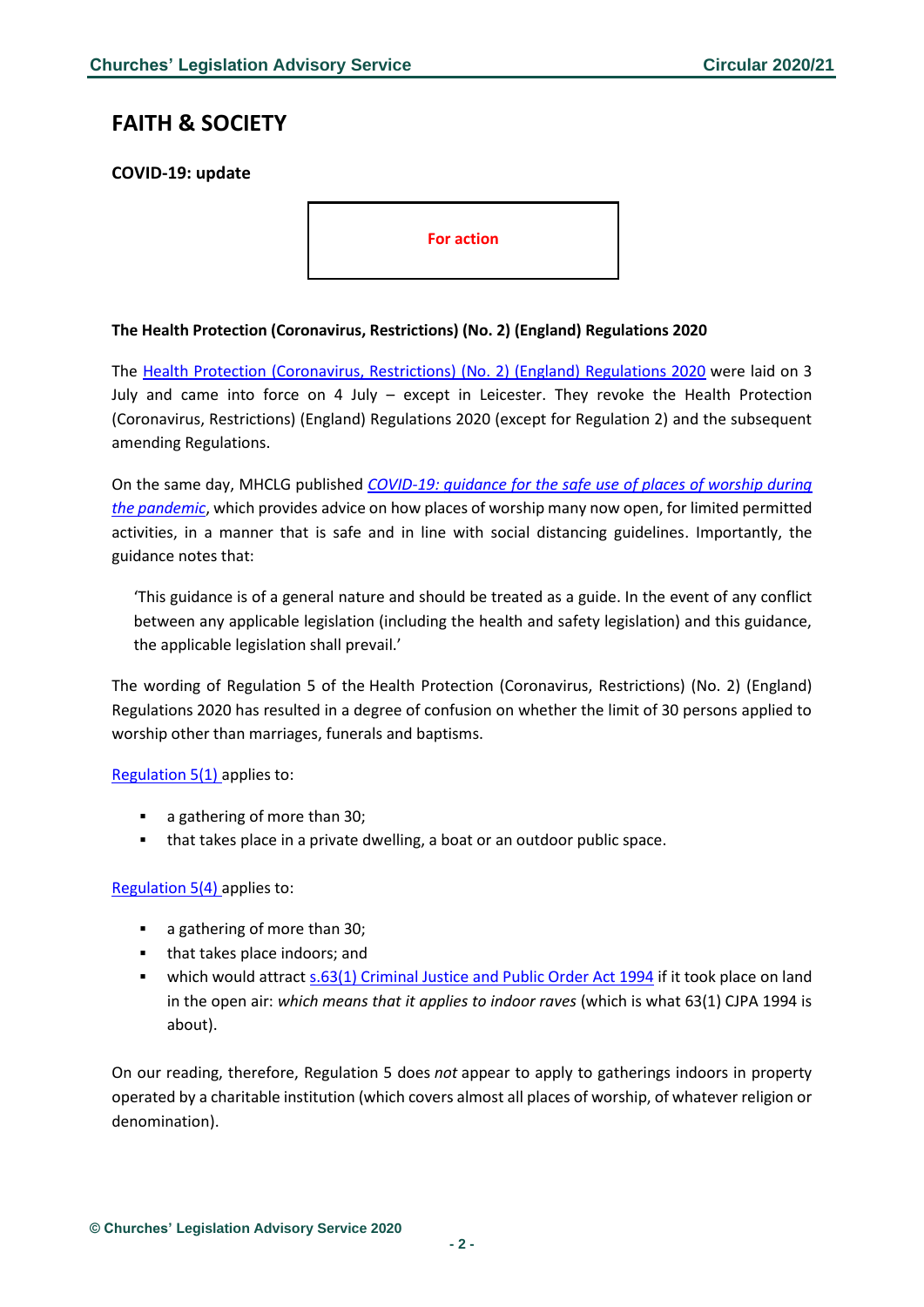# FAITH & SOCIETY

## COVID-19: update

**For action**

### The Health Protection (Coronavirus, Restrictions) (No. 2) (England) Regulations 2020

The Health Protection (Coronavirus, Restrictions) (No. 2) (England) Regulations 2020 were laid on 3 July and came into force on 4 July – except in Leicester. They revoke the Health Protection (Coronavirus, Restrictions) (England) Regulations 2020 (except for Regulation 2) and the subsequent amending Regulations.

On the same day, MHCLG published *COVID-19: guidance for the safe use of places of worship during the pandemic*, which provides advice on how places of worship many now open, for limited permitted activities, in a manner that is safe and in line with social distancing guidelines. Importantly, the guidance notes that:

> 'This guidance is of a general nature and should be treated as a guide. In the event of any conflict between any applicable legislation (including the health and safety legislation) and this guidance, the applicable legislation shall prevail.'

The wording of Regulation 5 of the Health Protection (Coronavirus, Restrictions) (No. 2) (England) Regulations 2020 has resulted in a degree of confusion on whether the limit of 30 persons applied to worship other than marriages, funerals and baptisms.

Regulation 5(1) applies to:

- a gathering of more than 30;
- that takes place in a private dwelling, a boat or an outdoor public space.

Regulation 5(4) applies to:

- a gathering of more than 30;
- that takes place indoors; and
- which would attract s.63(1) Criminal Justice and Public Order Act 1994 if it took place on land in the open air: *which means that it applies to indoor raves* (which is what 63(1) CJPA 1994 is about).

On our reading, therefore, Regulation 5 does *not* appear to apply to gatherings indoors in property operated by a charitable institution (which covers almost all places of worship, of whatever religion or denomination).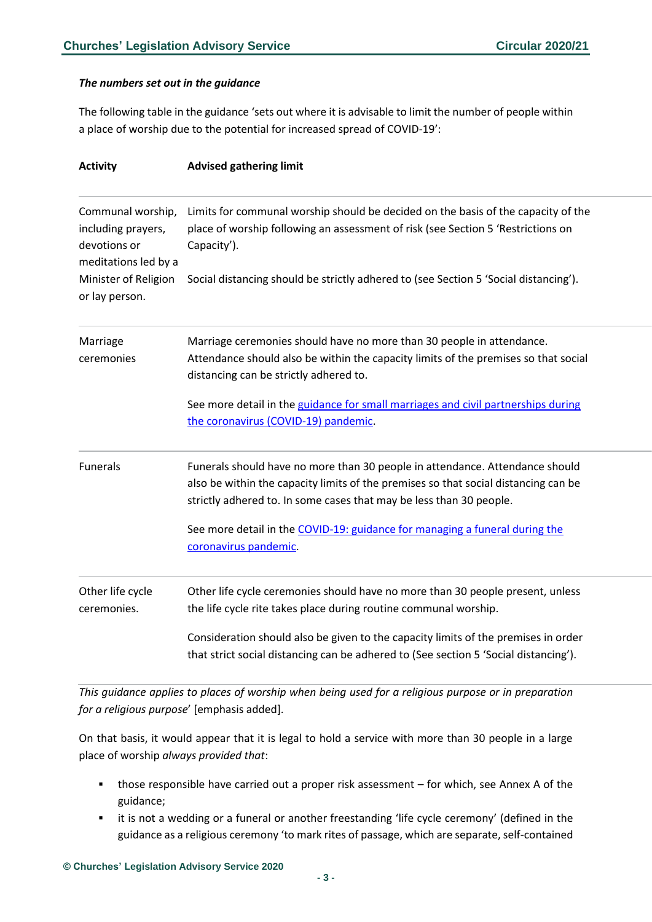***The numbers set out in the guidance***

The following table in the guidance 'sets out where it is advisable to limit the number of people within a place of worship due to the potential for increased spread of COVID-19':

| Activity | Advised gathering limit |
|---|---|
| Communal worship, including prayers, devotions or meditations led by a Minister of Religion or lay person. | Limits for communal worship should be decided on the basis of the capacity of the place of worship following an assessment of risk (see Section 5 'Restrictions on Capacity').<br><br>Social distancing should be strictly adhered to (see Section 5 'Social distancing'). |
| Marriage ceremonies | Marriage ceremonies should have no more than 30 people in attendance. Attendance should also be within the capacity limits of the premises so that social distancing can be strictly adhered to.<br><br>See more detail in the [guidance for small marriages and civil partnerships during the coronavirus (COVID-19) pandemic]. |
| Funerals | Funerals should have no more than 30 people in attendance. Attendance should also be within the capacity limits of the premises so that social distancing can be strictly adhered to. In some cases that may be less than 30 people.<br><br>See more detail in the [COVID-19: guidance for managing a funeral during the coronavirus pandemic]. |
| Other life cycle ceremonies. | Other life cycle ceremonies should have no more than 30 people present, unless the life cycle rite takes place during routine communal worship.<br><br>Consideration should also be given to the capacity limits of the premises in order that strict social distancing can be adhered to (See section 5 'Social distancing'). |

*This guidance applies to places of worship when being used for a religious purpose or in preparation for a religious purpose*' [emphasis added].

On that basis, it would appear that it is legal to hold a service with more than 30 people in a large place of worship *always provided that*:

- those responsible have carried out a proper risk assessment – for which, see Annex A of the guidance;
- it is not a wedding or a funeral or another freestanding 'life cycle ceremony' (defined in the guidance as a religious ceremony 'to mark rites of passage, which are separate, self-contained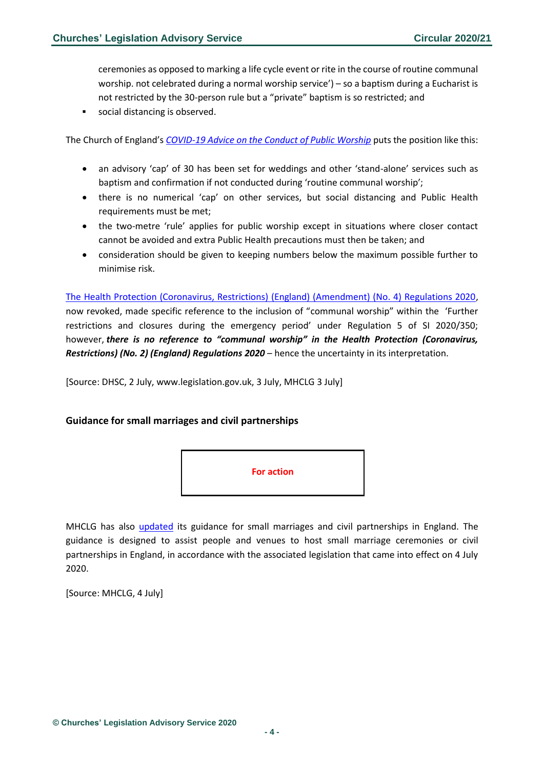ceremonies as opposed to marking a life cycle event or rite in the course of routine communal worship. not celebrated during a normal worship service') – so a baptism during a Eucharist is not restricted by the 30-person rule but a "private" baptism is so restricted; and

- social distancing is observed.

The Church of England's *COVID-19 Advice on the Conduct of Public Worship* puts the position like this:

- an advisory 'cap' of 30 has been set for weddings and other 'stand-alone' services such as baptism and confirmation if not conducted during 'routine communal worship';
- there is no numerical 'cap' on other services, but social distancing and Public Health requirements must be met;
- the two-metre 'rule' applies for public worship except in situations where closer contact cannot be avoided and extra Public Health precautions must then be taken; and
- consideration should be given to keeping numbers below the maximum possible further to minimise risk.

The Health Protection (Coronavirus, Restrictions) (England) (Amendment) (No. 4) Regulations 2020, now revoked, made specific reference to the inclusion of "communal worship" within the 'Further restrictions and closures during the emergency period' under Regulation 5 of SI 2020/350; however, ***there is no reference to "communal worship" in the Health Protection (Coronavirus, Restrictions) (No. 2) (England) Regulations 2020*** – hence the uncertainty in its interpretation.

[Source: DHSC, 2 July, www.legislation.gov.uk, 3 July, MHCLG 3 July]

### Guidance for small marriages and civil partnerships

**For action**

MHCLG has also updated its guidance for small marriages and civil partnerships in England. The guidance is designed to assist people and venues to host small marriage ceremonies or civil partnerships in England, in accordance with the associated legislation that came into effect on 4 July 2020.

[Source: MHCLG, 4 July]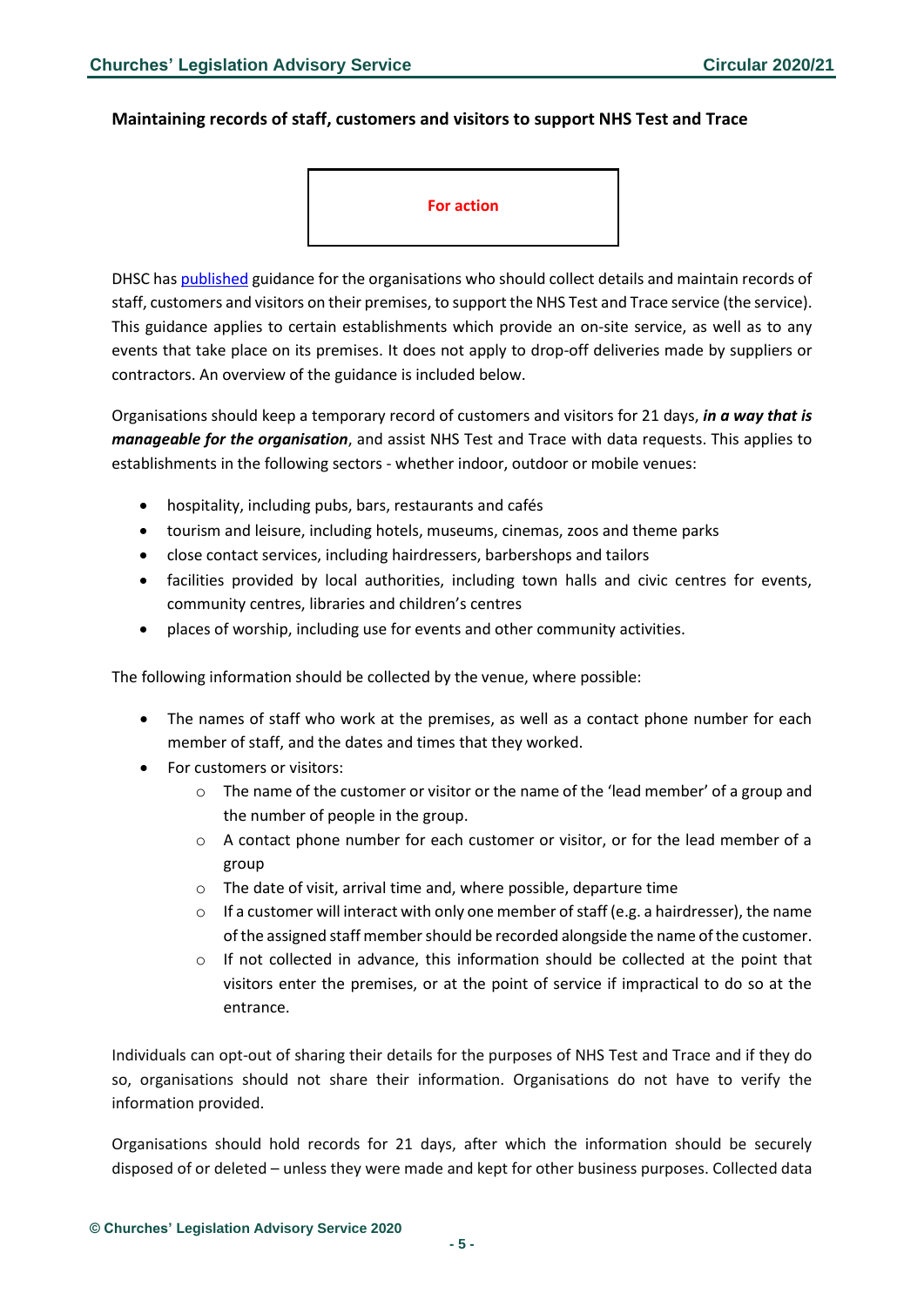### Maintaining records of staff, customers and visitors to support NHS Test and Trace

**For action**

DHSC has [published](#) guidance for the organisations who should collect details and maintain records of staff, customers and visitors on their premises, to support the NHS Test and Trace service (the service). This guidance applies to certain establishments which provide an on-site service, as well as to any events that take place on its premises. It does not apply to drop-off deliveries made by suppliers or contractors. An overview of the guidance is included below.

Organisations should keep a temporary record of customers and visitors for 21 days, ***in a way that is manageable for the organisation***, and assist NHS Test and Trace with data requests. This applies to establishments in the following sectors - whether indoor, outdoor or mobile venues:

- hospitality, including pubs, bars, restaurants and cafés
- tourism and leisure, including hotels, museums, cinemas, zoos and theme parks
- close contact services, including hairdressers, barbershops and tailors
- facilities provided by local authorities, including town halls and civic centres for events, community centres, libraries and children's centres
- places of worship, including use for events and other community activities.

The following information should be collected by the venue, where possible:

- The names of staff who work at the premises, as well as a contact phone number for each member of staff, and the dates and times that they worked.
- For customers or visitors:
    - The name of the customer or visitor or the name of the 'lead member' of a group and the number of people in the group.
    - A contact phone number for each customer or visitor, or for the lead member of a group
    - The date of visit, arrival time and, where possible, departure time
    - If a customer will interact with only one member of staff (e.g. a hairdresser), the name of the assigned staff member should be recorded alongside the name of the customer.
    - If not collected in advance, this information should be collected at the point that visitors enter the premises, or at the point of service if impractical to do so at the entrance.

Individuals can opt-out of sharing their details for the purposes of NHS Test and Trace and if they do so, organisations should not share their information. Organisations do not have to verify the information provided.

Organisations should hold records for 21 days, after which the information should be securely disposed of or deleted – unless they were made and kept for other business purposes. Collected data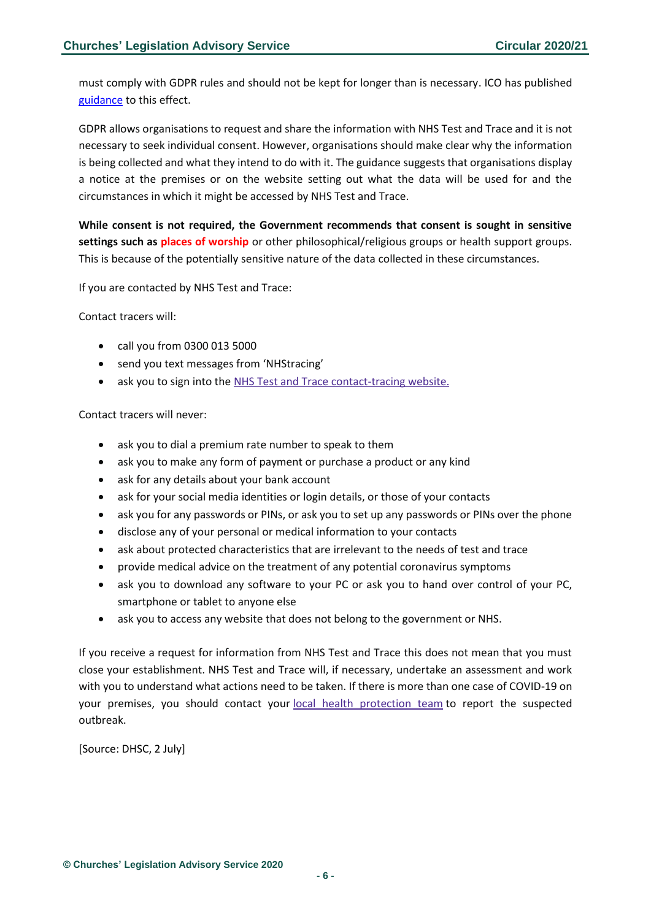must comply with GDPR rules and should not be kept for longer than is necessary. ICO has published guidance to this effect.

GDPR allows organisations to request and share the information with NHS Test and Trace and it is not necessary to seek individual consent. However, organisations should make clear why the information is being collected and what they intend to do with it. The guidance suggests that organisations display a notice at the premises or on the website setting out what the data will be used for and the circumstances in which it might be accessed by NHS Test and Trace.

**While consent is not required, the Government recommends that consent is sought in sensitive settings such as places of worship** or other philosophical/religious groups or health support groups. This is because of the potentially sensitive nature of the data collected in these circumstances.

If you are contacted by NHS Test and Trace:

Contact tracers will:

- call you from 0300 013 5000
- send you text messages from 'NHStracing'
- ask you to sign into the NHS Test and Trace contact-tracing website.

Contact tracers will never:

- ask you to dial a premium rate number to speak to them
- ask you to make any form of payment or purchase a product or any kind
- ask for any details about your bank account
- ask for your social media identities or login details, or those of your contacts
- ask you for any passwords or PINs, or ask you to set up any passwords or PINs over the phone
- disclose any of your personal or medical information to your contacts
- ask about protected characteristics that are irrelevant to the needs of test and trace
- provide medical advice on the treatment of any potential coronavirus symptoms
- ask you to download any software to your PC or ask you to hand over control of your PC, smartphone or tablet to anyone else
- ask you to access any website that does not belong to the government or NHS.

If you receive a request for information from NHS Test and Trace this does not mean that you must close your establishment. NHS Test and Trace will, if necessary, undertake an assessment and work with you to understand what actions need to be taken. If there is more than one case of COVID-19 on your premises, you should contact your local health protection team to report the suspected outbreak.

[Source: DHSC, 2 July]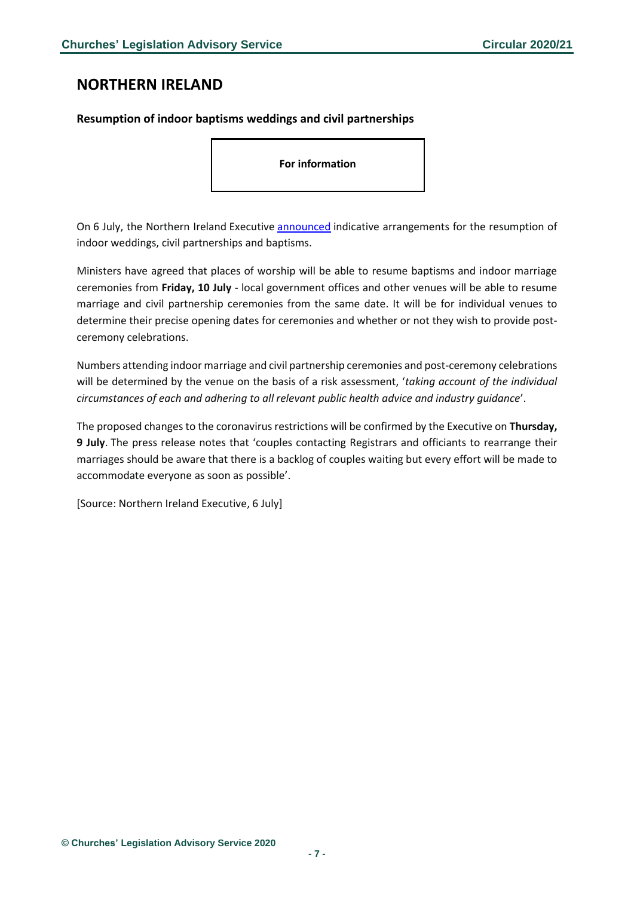## NORTHERN IRELAND

### Resumption of indoor baptisms weddings and civil partnerships

**For information**

On 6 July, the Northern Ireland Executive announced indicative arrangements for the resumption of indoor weddings, civil partnerships and baptisms.

Ministers have agreed that places of worship will be able to resume baptisms and indoor marriage ceremonies from **Friday, 10 July** - local government offices and other venues will be able to resume marriage and civil partnership ceremonies from the same date. It will be for individual venues to determine their precise opening dates for ceremonies and whether or not they wish to provide post-ceremony celebrations.

Numbers attending indoor marriage and civil partnership ceremonies and post-ceremony celebrations will be determined by the venue on the basis of a risk assessment, '*taking account of the individual circumstances of each and adhering to all relevant public health advice and industry guidance*'.

The proposed changes to the coronavirus restrictions will be confirmed by the Executive on **Thursday, 9 July**. The press release notes that 'couples contacting Registrars and officiants to rearrange their marriages should be aware that there is a backlog of couples waiting but every effort will be made to accommodate everyone as soon as possible'.

[Source: Northern Ireland Executive, 6 July]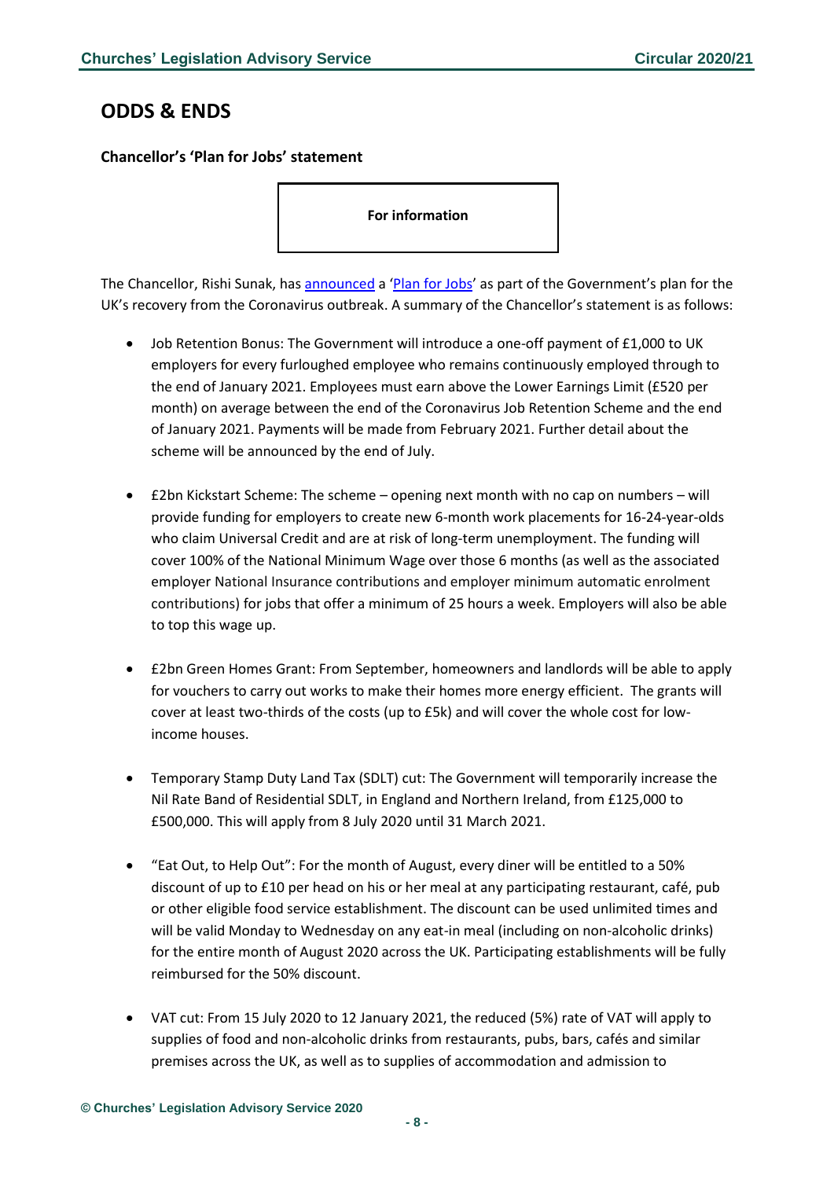## ODDS & ENDS

### Chancellor's 'Plan for Jobs' statement

**For information**

The Chancellor, Rishi Sunak, has announced a 'Plan for Jobs' as part of the Government's plan for the UK's recovery from the Coronavirus outbreak. A summary of the Chancellor's statement is as follows:

- Job Retention Bonus: The Government will introduce a one-off payment of £1,000 to UK employers for every furloughed employee who remains continuously employed through to the end of January 2021. Employees must earn above the Lower Earnings Limit (£520 per month) on average between the end of the Coronavirus Job Retention Scheme and the end of January 2021. Payments will be made from February 2021. Further detail about the scheme will be announced by the end of July.

- £2bn Kickstart Scheme: The scheme – opening next month with no cap on numbers – will provide funding for employers to create new 6-month work placements for 16-24-year-olds who claim Universal Credit and are at risk of long-term unemployment. The funding will cover 100% of the National Minimum Wage over those 6 months (as well as the associated employer National Insurance contributions and employer minimum automatic enrolment contributions) for jobs that offer a minimum of 25 hours a week. Employers will also be able to top this wage up.

- £2bn Green Homes Grant: From September, homeowners and landlords will be able to apply for vouchers to carry out works to make their homes more energy efficient. The grants will cover at least two-thirds of the costs (up to £5k) and will cover the whole cost for low-income houses.

- Temporary Stamp Duty Land Tax (SDLT) cut: The Government will temporarily increase the Nil Rate Band of Residential SDLT, in England and Northern Ireland, from £125,000 to £500,000. This will apply from 8 July 2020 until 31 March 2021.

- "Eat Out, to Help Out": For the month of August, every diner will be entitled to a 50% discount of up to £10 per head on his or her meal at any participating restaurant, café, pub or other eligible food service establishment. The discount can be used unlimited times and will be valid Monday to Wednesday on any eat-in meal (including on non-alcoholic drinks) for the entire month of August 2020 across the UK. Participating establishments will be fully reimbursed for the 50% discount.

- VAT cut: From 15 July 2020 to 12 January 2021, the reduced (5%) rate of VAT will apply to supplies of food and non-alcoholic drinks from restaurants, pubs, bars, cafés and similar premises across the UK, as well as to supplies of accommodation and admission to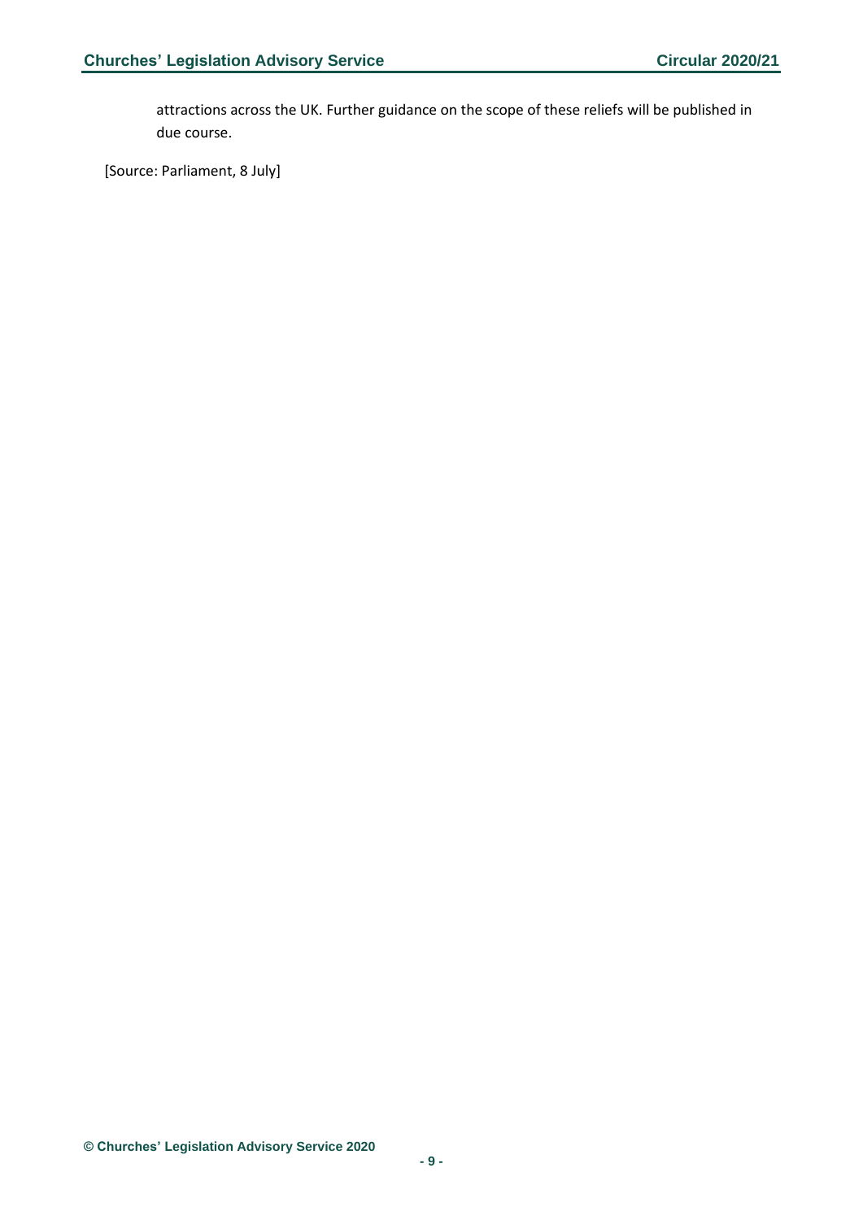attractions across the UK. Further guidance on the scope of these reliefs will be published in due course.

[Source: Parliament, 8 July]